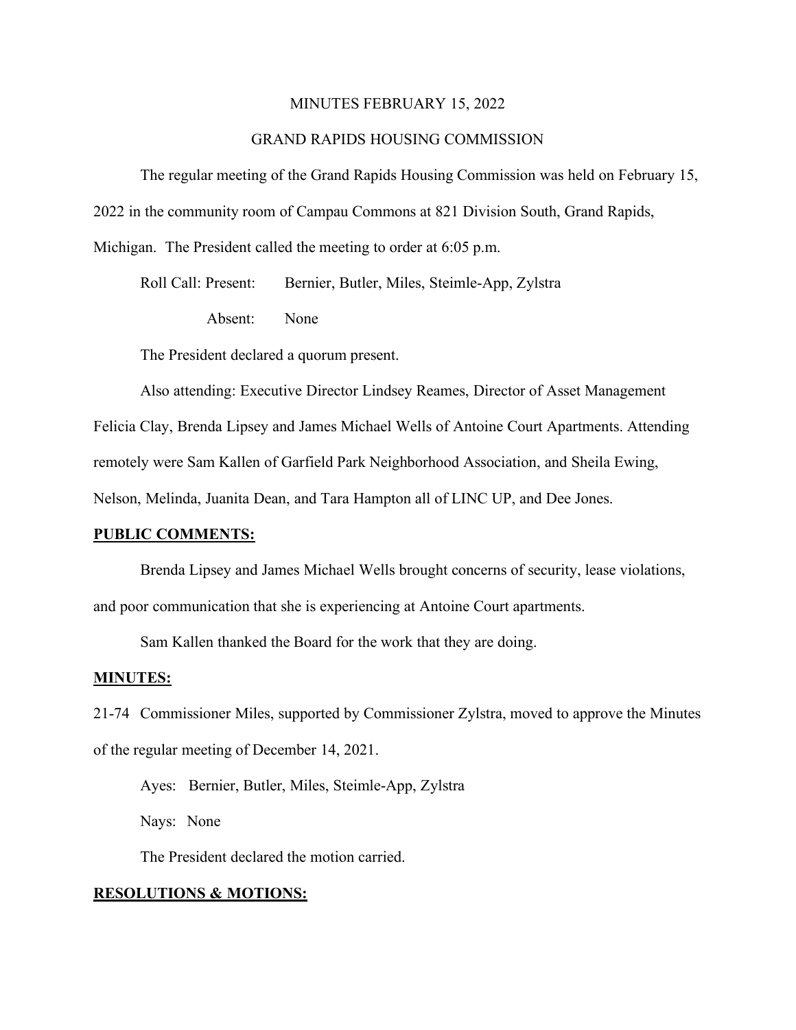MINUTES FEBRUARY 15, 2022

GRAND RAPIDS HOUSING COMMISSION

The regular meeting of the Grand Rapids Housing Commission was held on February 15, 2022 in the community room of Campau Commons at 821 Division South, Grand Rapids, Michigan. The President called the meeting to order at 6:05 p.m.

Roll Call: Present: Bernier, Butler, Miles, Steimle-App, Zylstra

Absent: None

The President declared a quorum present.

Also attending: Executive Director Lindsey Reames, Director of Asset Management Felicia Clay, Brenda Lipsey and James Michael Wells of Antoine Court Apartments. Attending remotely were Sam Kallen of Garfield Park Neighborhood Association, and Sheila Ewing, Nelson, Melinda, Juanita Dean, and Tara Hampton all of LINC UP, and Dee Jones.

**PUBLIC COMMENTS:**

Brenda Lipsey and James Michael Wells brought concerns of security, lease violations, and poor communication that she is experiencing at Antoine Court apartments.

Sam Kallen thanked the Board for the work that they are doing.

**MINUTES:**

21-74 Commissioner Miles, supported by Commissioner Zylstra, moved to approve the Minutes of the regular meeting of December 14, 2021.

Ayes: Bernier, Butler, Miles, Steimle-App, Zylstra

Nays: None

The President declared the motion carried.

**RESOLUTIONS & MOTIONS:**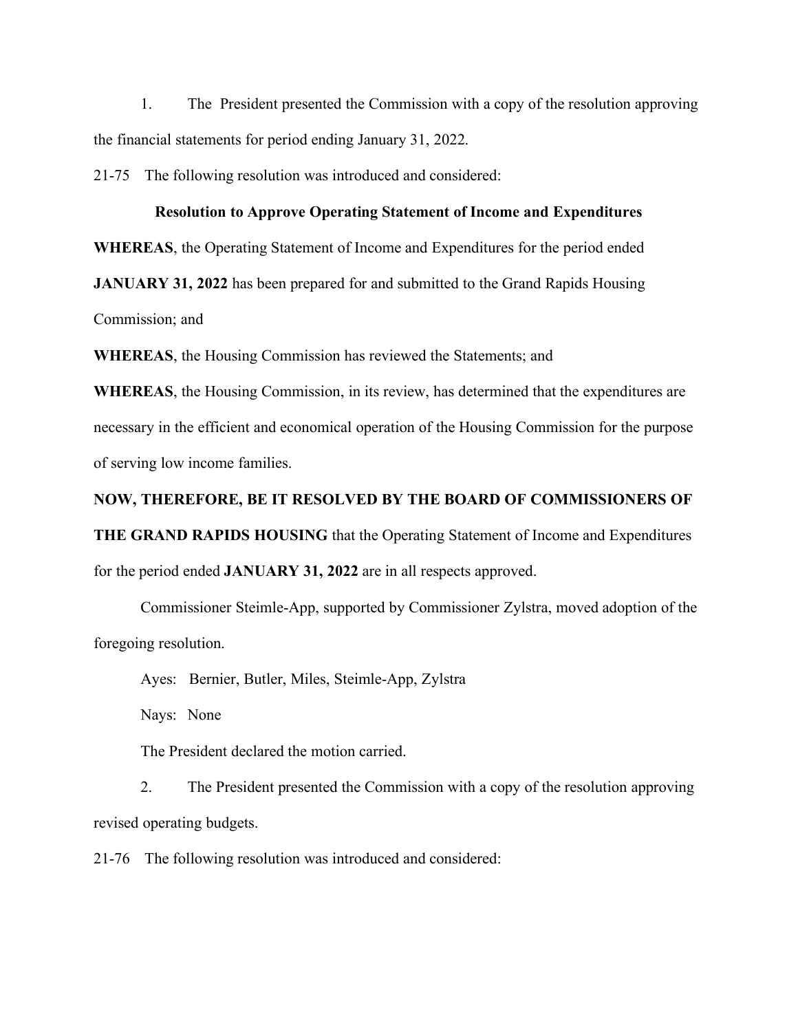1. The President presented the Commission with a copy of the resolution approving the financial statements for period ending January 31, 2022.

21-75 The following resolution was introduced and considered:

**Resolution to Approve Operating Statement of Income and Expenditures**

**WHEREAS**, the Operating Statement of Income and Expenditures for the period ended **JANUARY 31, 2022** has been prepared for and submitted to the Grand Rapids Housing Commission; and

**WHEREAS**, the Housing Commission has reviewed the Statements; and

**WHEREAS**, the Housing Commission, in its review, has determined that the expenditures are necessary in the efficient and economical operation of the Housing Commission for the purpose of serving low income families.

**NOW, THEREFORE, BE IT RESOLVED BY THE BOARD OF COMMISSIONERS OF THE GRAND RAPIDS HOUSING** that the Operating Statement of Income and Expenditures for the period ended **JANUARY 31, 2022** are in all respects approved.

Commissioner Steimle-App, supported by Commissioner Zylstra, moved adoption of the foregoing resolution.

Ayes: Bernier, Butler, Miles, Steimle-App, Zylstra

Nays: None

The President declared the motion carried.

2. The President presented the Commission with a copy of the resolution approving revised operating budgets.

21-76 The following resolution was introduced and considered: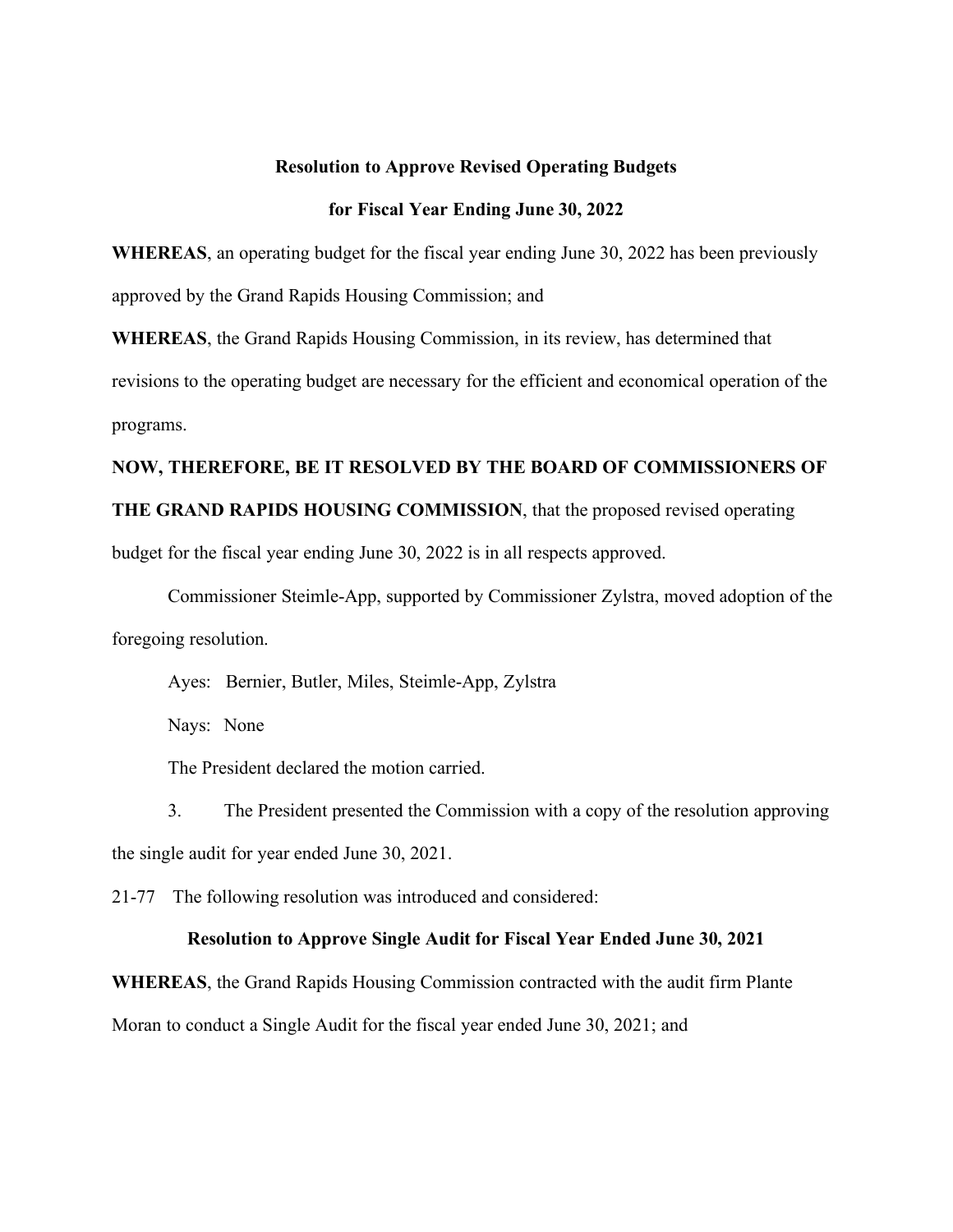**Resolution to Approve Revised Operating Budgets**

**for Fiscal Year Ending June 30, 2022**

**WHEREAS**, an operating budget for the fiscal year ending June 30, 2022 has been previously approved by the Grand Rapids Housing Commission; and

**WHEREAS**, the Grand Rapids Housing Commission, in its review, has determined that revisions to the operating budget are necessary for the efficient and economical operation of the programs.

**NOW, THEREFORE, BE IT RESOLVED BY THE BOARD OF COMMISSIONERS OF THE GRAND RAPIDS HOUSING COMMISSION**, that the proposed revised operating budget for the fiscal year ending June 30, 2022 is in all respects approved.

Commissioner Steimle-App, supported by Commissioner Zylstra, moved adoption of the foregoing resolution.

Ayes: Bernier, Butler, Miles, Steimle-App, Zylstra

Nays: None

The President declared the motion carried.

3. The President presented the Commission with a copy of the resolution approving the single audit for year ended June 30, 2021.

21-77 The following resolution was introduced and considered:

**Resolution to Approve Single Audit for Fiscal Year Ended June 30, 2021**

**WHEREAS**, the Grand Rapids Housing Commission contracted with the audit firm Plante Moran to conduct a Single Audit for the fiscal year ended June 30, 2021; and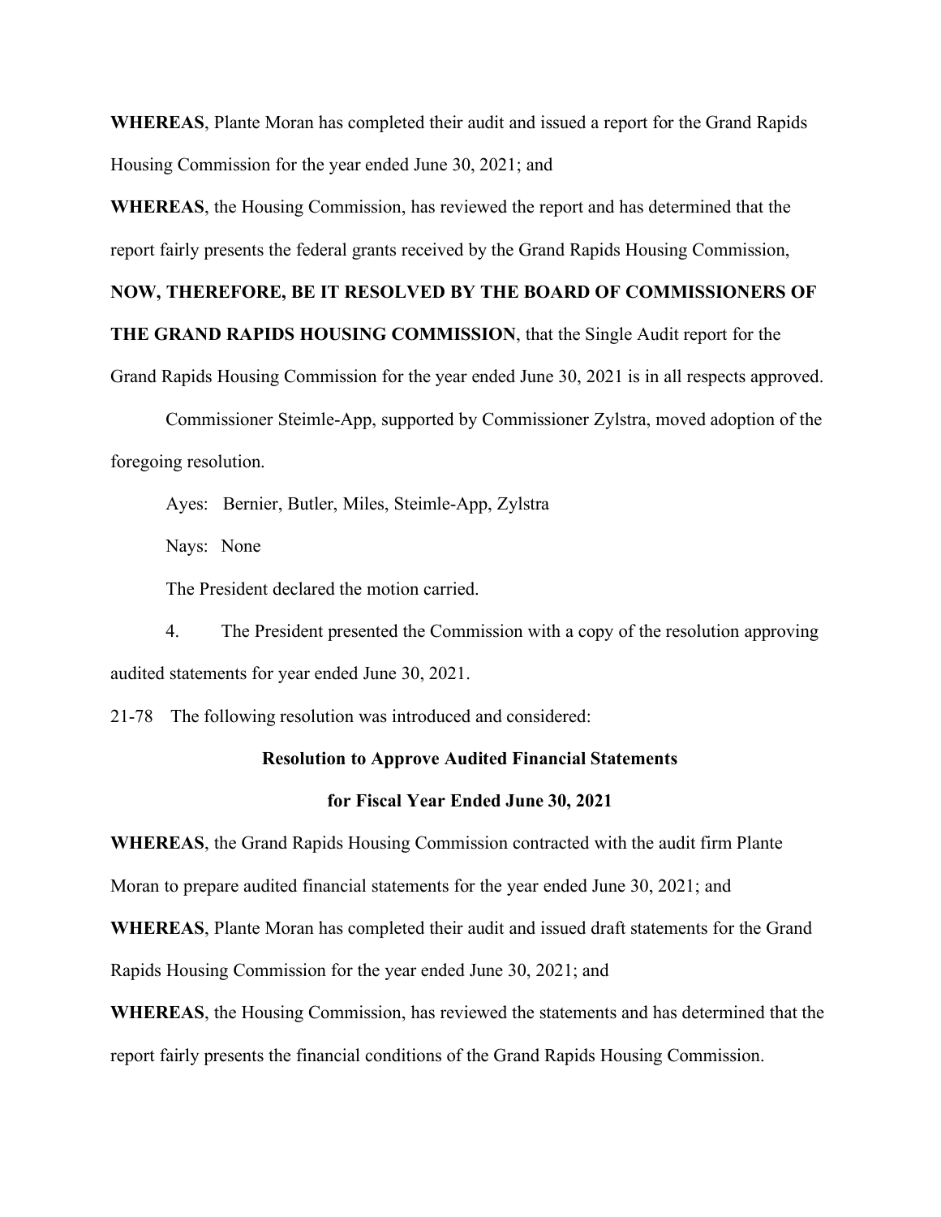**WHEREAS**, Plante Moran has completed their audit and issued a report for the Grand Rapids Housing Commission for the year ended June 30, 2021; and

**WHEREAS**, the Housing Commission, has reviewed the report and has determined that the report fairly presents the federal grants received by the Grand Rapids Housing Commission,

**NOW, THEREFORE, BE IT RESOLVED BY THE BOARD OF COMMISSIONERS OF THE GRAND RAPIDS HOUSING COMMISSION**, that the Single Audit report for the Grand Rapids Housing Commission for the year ended June 30, 2021 is in all respects approved.

Commissioner Steimle-App, supported by Commissioner Zylstra, moved adoption of the foregoing resolution.

Ayes: Bernier, Butler, Miles, Steimle-App, Zylstra

Nays: None

The President declared the motion carried.

4. The President presented the Commission with a copy of the resolution approving audited statements for year ended June 30, 2021.

21-78 The following resolution was introduced and considered:

**Resolution to Approve Audited Financial Statements**

**for Fiscal Year Ended June 30, 2021**

**WHEREAS**, the Grand Rapids Housing Commission contracted with the audit firm Plante Moran to prepare audited financial statements for the year ended June 30, 2021; and

**WHEREAS**, Plante Moran has completed their audit and issued draft statements for the Grand Rapids Housing Commission for the year ended June 30, 2021; and

**WHEREAS**, the Housing Commission, has reviewed the statements and has determined that the report fairly presents the financial conditions of the Grand Rapids Housing Commission.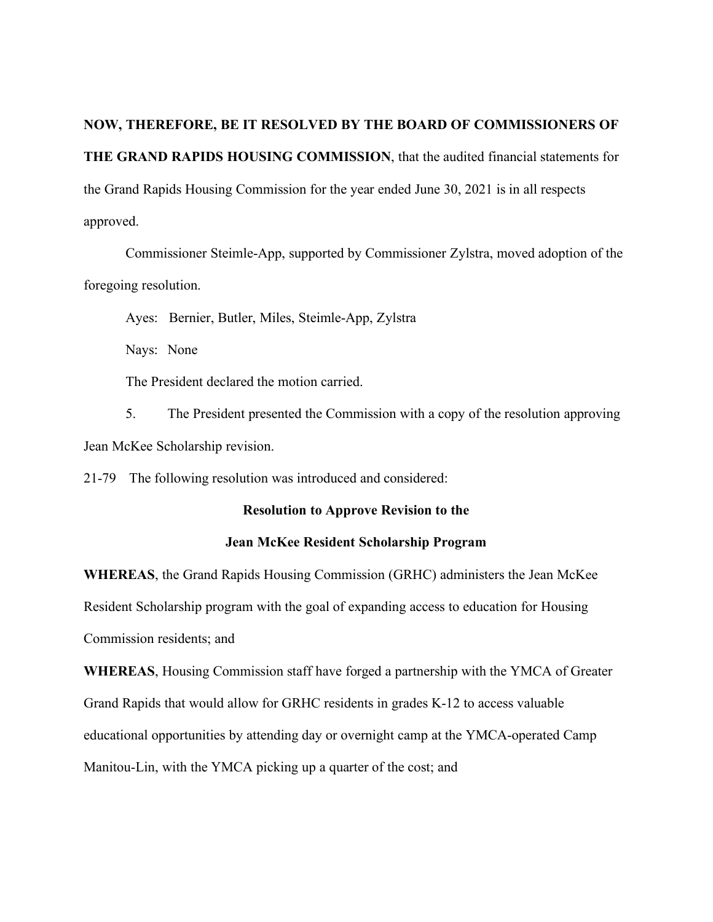**NOW, THEREFORE, BE IT RESOLVED BY THE BOARD OF COMMISSIONERS OF THE GRAND RAPIDS HOUSING COMMISSION**, that the audited financial statements for the Grand Rapids Housing Commission for the year ended June 30, 2021 is in all respects approved.

Commissioner Steimle-App, supported by Commissioner Zylstra, moved adoption of the foregoing resolution.

Ayes: Bernier, Butler, Miles, Steimle-App, Zylstra

Nays: None

The President declared the motion carried.

5. The President presented the Commission with a copy of the resolution approving Jean McKee Scholarship revision.

21-79 The following resolution was introduced and considered:

**Resolution to Approve Revision to the**

**Jean McKee Resident Scholarship Program**

**WHEREAS**, the Grand Rapids Housing Commission (GRHC) administers the Jean McKee Resident Scholarship program with the goal of expanding access to education for Housing Commission residents; and

**WHEREAS**, Housing Commission staff have forged a partnership with the YMCA of Greater Grand Rapids that would allow for GRHC residents in grades K-12 to access valuable educational opportunities by attending day or overnight camp at the YMCA-operated Camp Manitou-Lin, with the YMCA picking up a quarter of the cost; and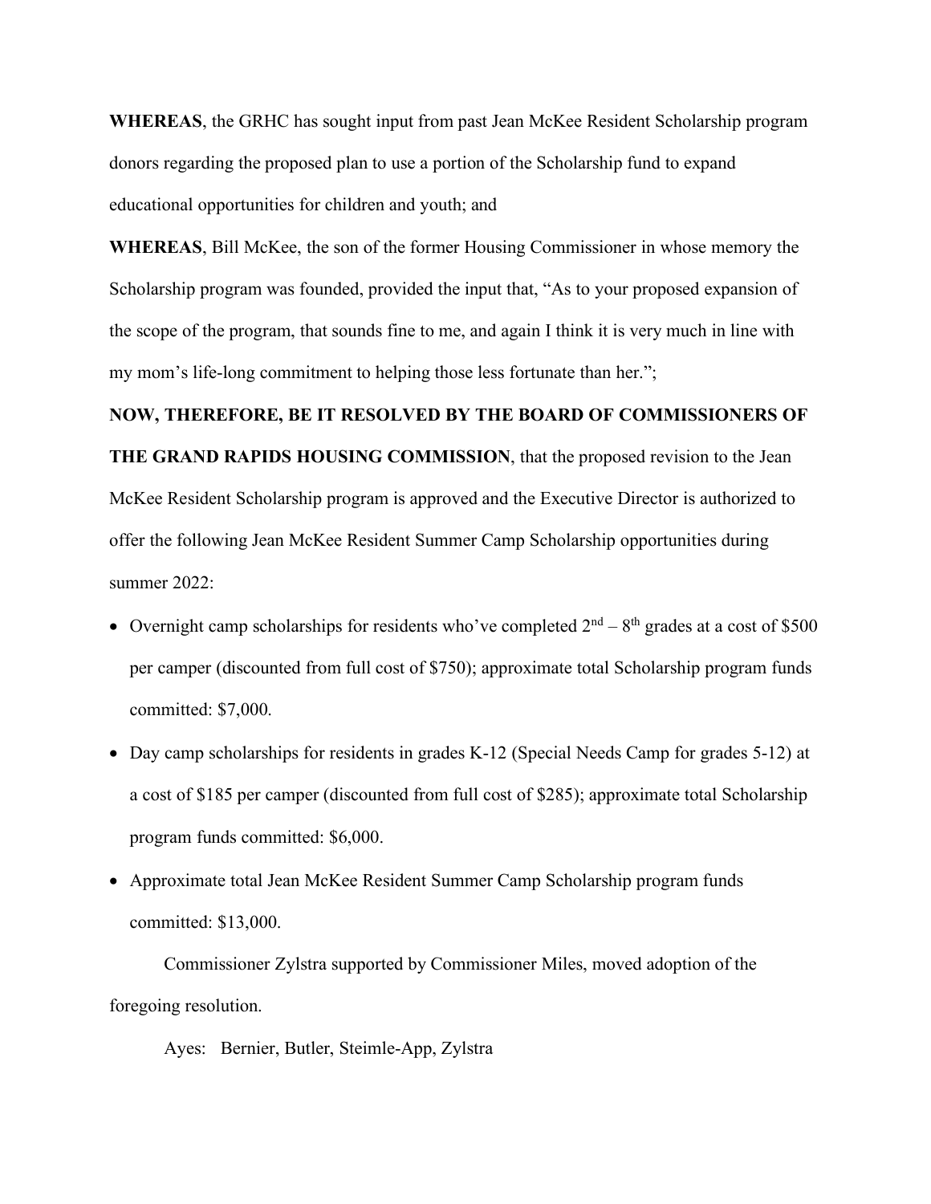**WHEREAS**, the GRHC has sought input from past Jean McKee Resident Scholarship program donors regarding the proposed plan to use a portion of the Scholarship fund to expand educational opportunities for children and youth; and

**WHEREAS**, Bill McKee, the son of the former Housing Commissioner in whose memory the Scholarship program was founded, provided the input that, "As to your proposed expansion of the scope of the program, that sounds fine to me, and again I think it is very much in line with my mom's life-long commitment to helping those less fortunate than her.";

**NOW, THEREFORE, BE IT RESOLVED BY THE BOARD OF COMMISSIONERS OF THE GRAND RAPIDS HOUSING COMMISSION**, that the proposed revision to the Jean McKee Resident Scholarship program is approved and the Executive Director is authorized to offer the following Jean McKee Resident Summer Camp Scholarship opportunities during summer 2022:

- Overnight camp scholarships for residents who've completed 2nd – 8th grades at a cost of $500 per camper (discounted from full cost of $750); approximate total Scholarship program funds committed: $7,000.
- Day camp scholarships for residents in grades K-12 (Special Needs Camp for grades 5-12) at a cost of $185 per camper (discounted from full cost of $285); approximate total Scholarship program funds committed: $6,000.
- Approximate total Jean McKee Resident Summer Camp Scholarship program funds committed: $13,000.

Commissioner Zylstra supported by Commissioner Miles, moved adoption of the foregoing resolution.

Ayes: Bernier, Butler, Steimle-App, Zylstra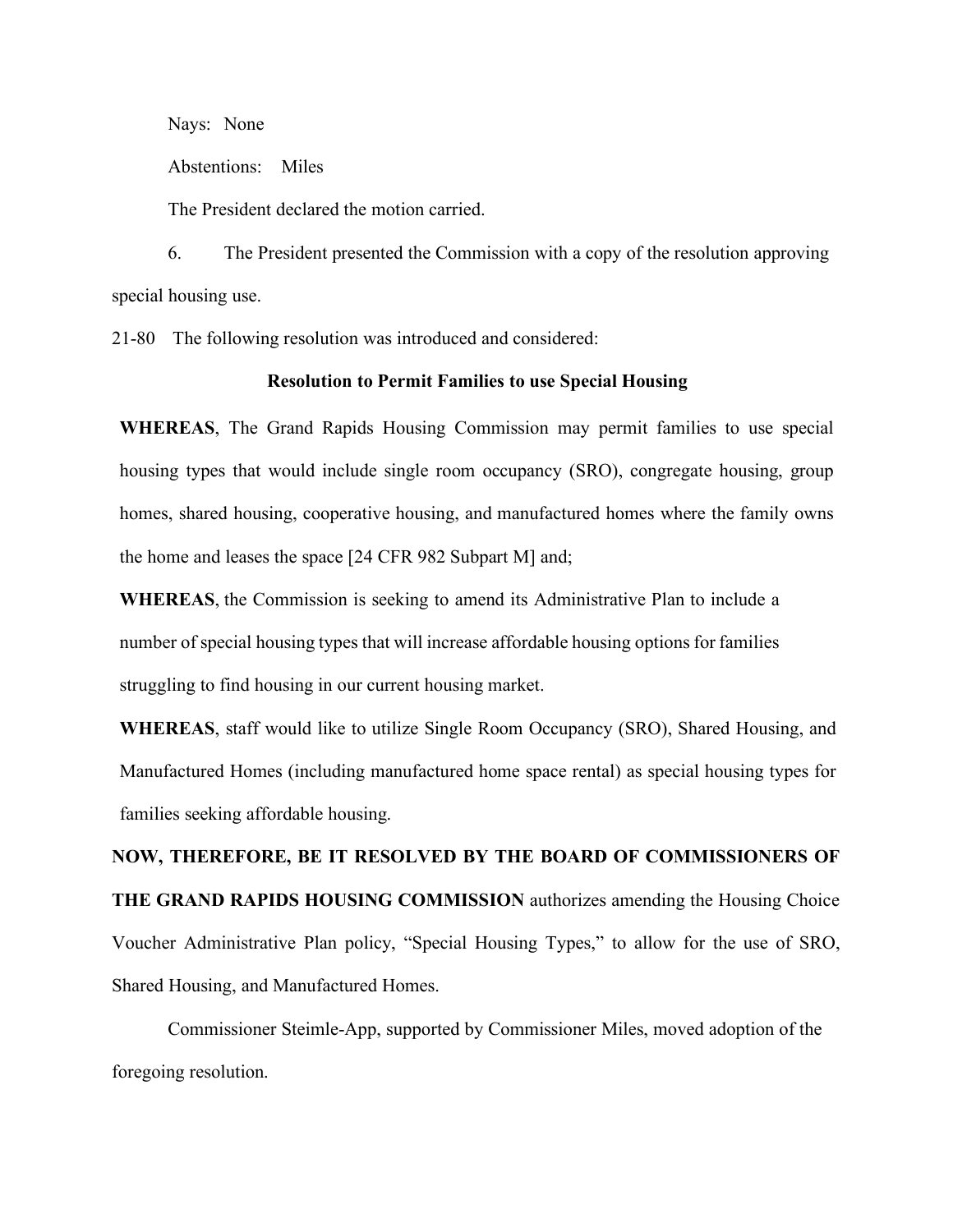Nays: None

Abstentions: Miles

The President declared the motion carried.

6. The President presented the Commission with a copy of the resolution approving special housing use.

21-80 The following resolution was introduced and considered:

**Resolution to Permit Families to use Special Housing**

**WHEREAS**, The Grand Rapids Housing Commission may permit families to use special housing types that would include single room occupancy (SRO), congregate housing, group homes, shared housing, cooperative housing, and manufactured homes where the family owns the home and leases the space [24 CFR 982 Subpart M] and;

**WHEREAS**, the Commission is seeking to amend its Administrative Plan to include a number of special housing types that will increase affordable housing options for families struggling to find housing in our current housing market.

**WHEREAS**, staff would like to utilize Single Room Occupancy (SRO), Shared Housing, and Manufactured Homes (including manufactured home space rental) as special housing types for families seeking affordable housing.

**NOW, THEREFORE, BE IT RESOLVED BY THE BOARD OF COMMISSIONERS OF THE GRAND RAPIDS HOUSING COMMISSION** authorizes amending the Housing Choice Voucher Administrative Plan policy, "Special Housing Types," to allow for the use of SRO, Shared Housing, and Manufactured Homes.

Commissioner Steimle-App, supported by Commissioner Miles, moved adoption of the foregoing resolution.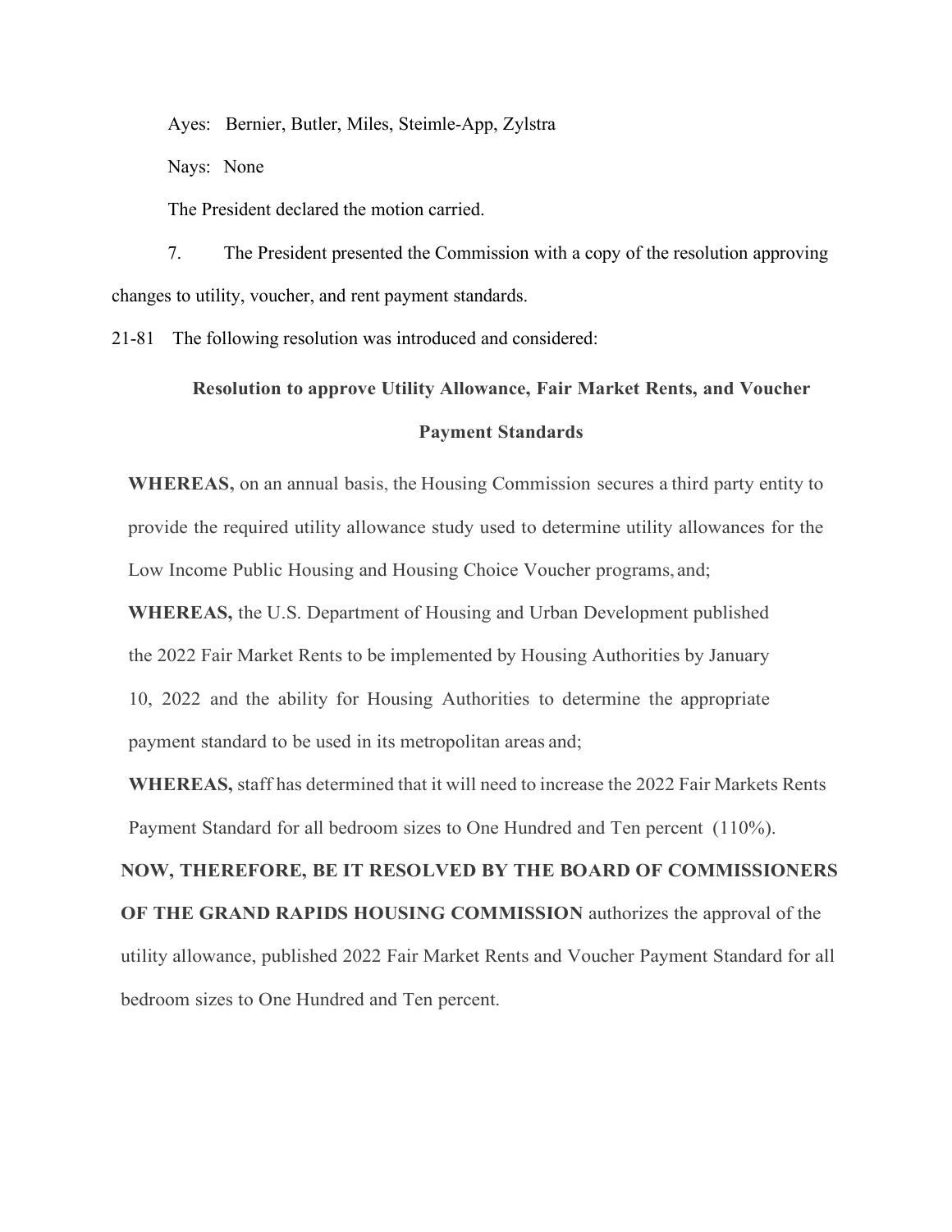Ayes: Bernier, Butler, Miles, Steimle-App, Zylstra

Nays: None

The President declared the motion carried.

7. The President presented the Commission with a copy of the resolution approving changes to utility, voucher, and rent payment standards.

21-81 The following resolution was introduced and considered:

**Resolution to approve Utility Allowance, Fair Market Rents, and Voucher Payment Standards**

**WHEREAS,** on an annual basis, the Housing Commission secures a third party entity to provide the required utility allowance study used to determine utility allowances for the Low Income Public Housing and Housing Choice Voucher programs, and;

**WHEREAS,** the U.S. Department of Housing and Urban Development published the 2022 Fair Market Rents to be implemented by Housing Authorities by January 10, 2022 and the ability for Housing Authorities to determine the appropriate payment standard to be used in its metropolitan areas and;

**WHEREAS,** staff has determined that it will need to increase the 2022 Fair Markets Rents Payment Standard for all bedroom sizes to One Hundred and Ten percent (110%).

**NOW, THEREFORE, BE IT RESOLVED BY THE BOARD OF COMMISSIONERS OF THE GRAND RAPIDS HOUSING COMMISSION** authorizes the approval of the utility allowance, published 2022 Fair Market Rents and Voucher Payment Standard for all bedroom sizes to One Hundred and Ten percent.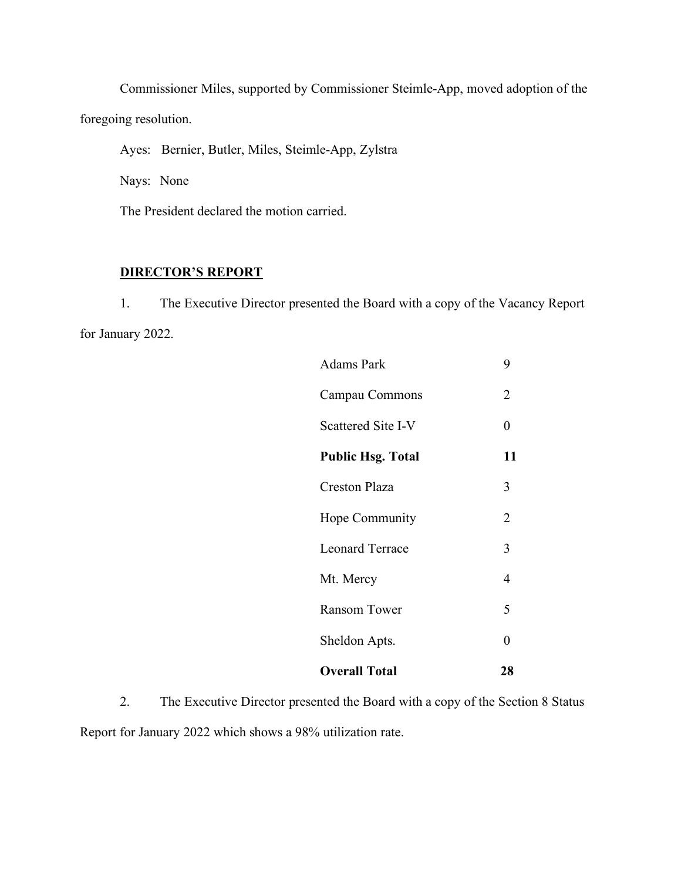Commissioner Miles, supported by Commissioner Steimle-App, moved adoption of the foregoing resolution.

Ayes: Bernier, Butler, Miles, Steimle-App, Zylstra

Nays: None

The President declared the motion carried.

**DIRECTOR'S REPORT**

1. The Executive Director presented the Board with a copy of the Vacancy Report for January 2022.

| | |
|---|---|
| Adams Park | 9 |
| Campau Commons | 2 |
| Scattered Site I-V | 0 |
| **Public Hsg. Total** | **11** |
| Creston Plaza | 3 |
| Hope Community | 2 |
| Leonard Terrace | 3 |
| Mt. Mercy | 4 |
| Ransom Tower | 5 |
| Sheldon Apts. | 0 |
| **Overall Total** | **28** |

2. The Executive Director presented the Board with a copy of the Section 8 Status Report for January 2022 which shows a 98% utilization rate.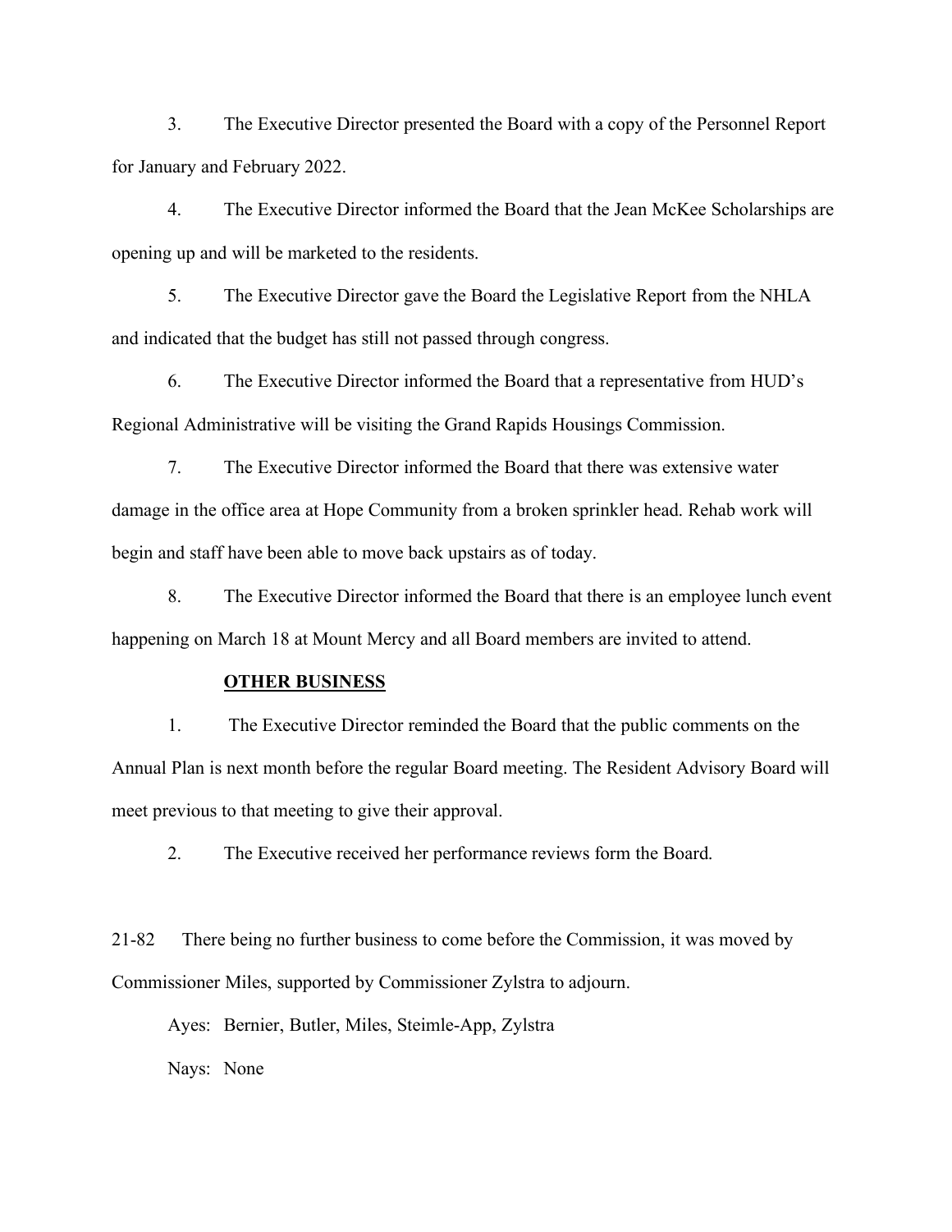3. The Executive Director presented the Board with a copy of the Personnel Report for January and February 2022.

4. The Executive Director informed the Board that the Jean McKee Scholarships are opening up and will be marketed to the residents.

5. The Executive Director gave the Board the Legislative Report from the NHLA and indicated that the budget has still not passed through congress.

6. The Executive Director informed the Board that a representative from HUD's Regional Administrative will be visiting the Grand Rapids Housings Commission.

7. The Executive Director informed the Board that there was extensive water damage in the office area at Hope Community from a broken sprinkler head. Rehab work will begin and staff have been able to move back upstairs as of today.

8. The Executive Director informed the Board that there is an employee lunch event happening on March 18 at Mount Mercy and all Board members are invited to attend.

**OTHER BUSINESS**

1. The Executive Director reminded the Board that the public comments on the Annual Plan is next month before the regular Board meeting. The Resident Advisory Board will meet previous to that meeting to give their approval.

2. The Executive received her performance reviews form the Board.

21-82 There being no further business to come before the Commission, it was moved by Commissioner Miles, supported by Commissioner Zylstra to adjourn.

Ayes: Bernier, Butler, Miles, Steimle-App, Zylstra

Nays: None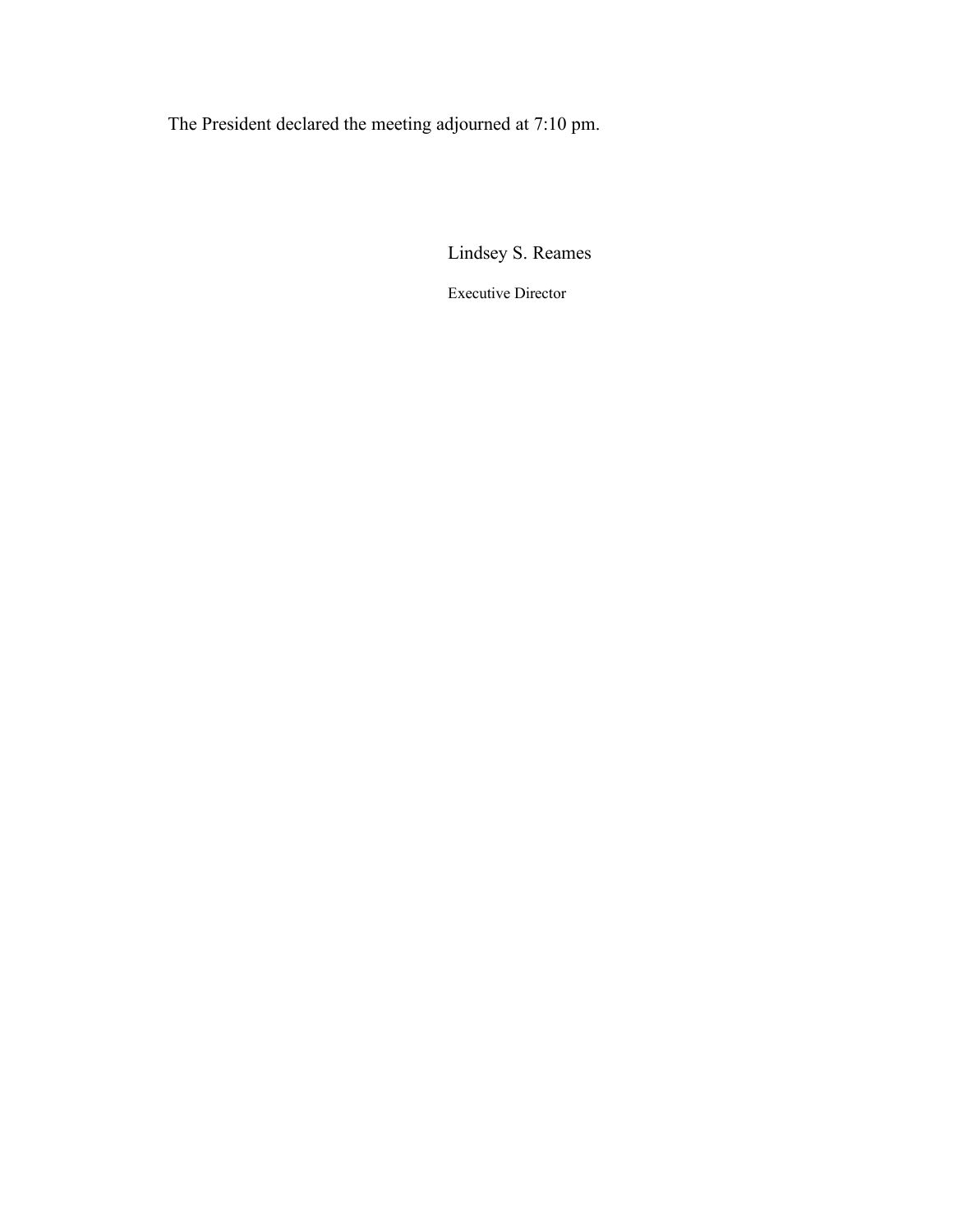The President declared the meeting adjourned at 7:10 pm.

Lindsey S. Reames

Executive Director